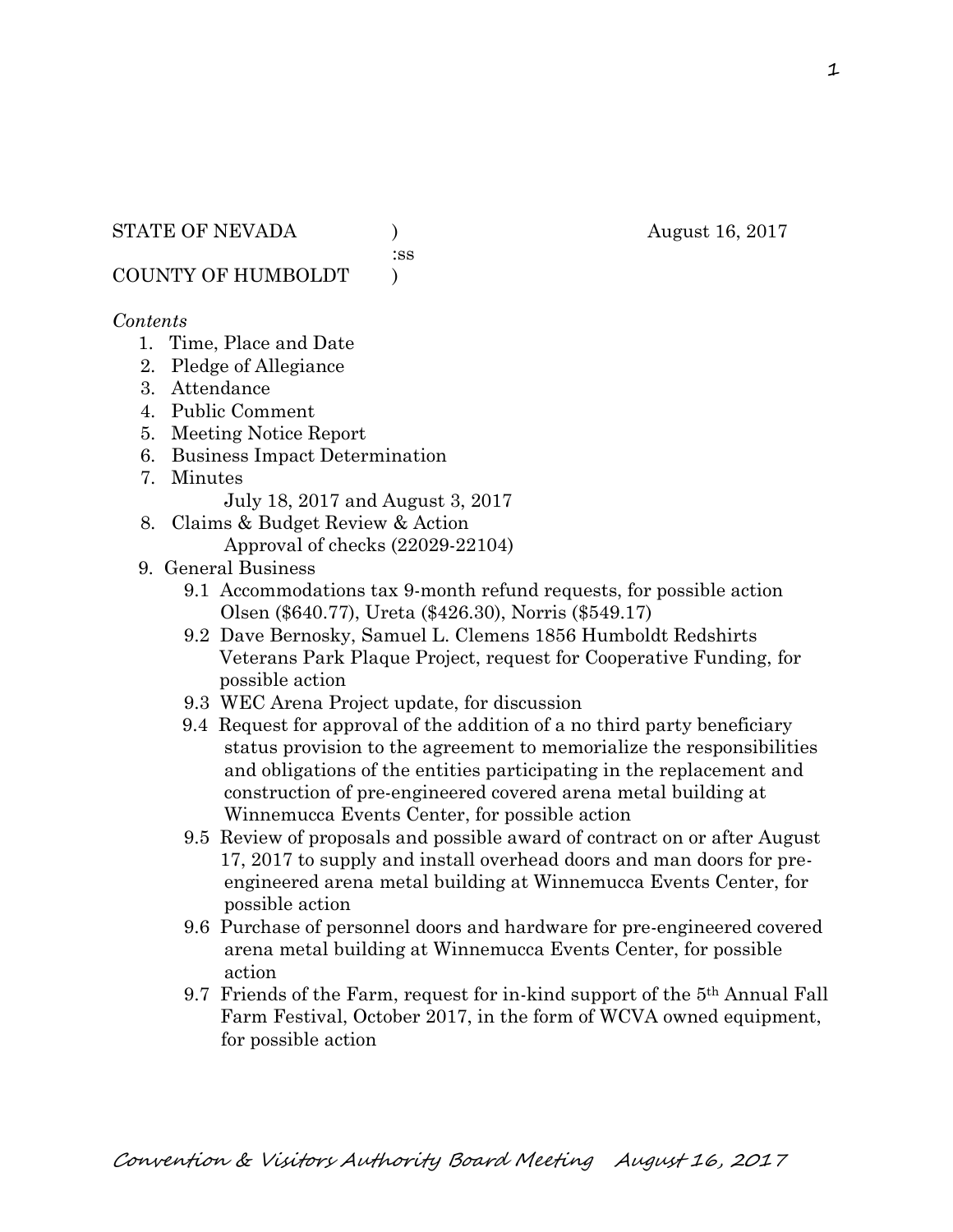STATE OF NEVADA ) August 16, 2017
:ss
COUNTY OF HUMBOLDT )

*Contents*

1. Time, Place and Date
2. Pledge of Allegiance
3. Attendance
4. Public Comment
5. Meeting Notice Report
6. Business Impact Determination
7. Minutes
   July 18, 2017 and August 3, 2017
8. Claims & Budget Review & Action
   Approval of checks (22029-22104)
9. General Business
   - 9.1 Accommodations tax 9-month refund requests, for possible action
     Olsen ($640.77), Ureta ($426.30), Norris ($549.17)
   - 9.2 Dave Bernosky, Samuel L. Clemens 1856 Humboldt Redshirts Veterans Park Plaque Project, request for Cooperative Funding, for possible action
   - 9.3 WEC Arena Project update, for discussion
   - 9.4 Request for approval of the addition of a no third party beneficiary status provision to the agreement to memorialize the responsibilities and obligations of the entities participating in the replacement and construction of pre-engineered covered arena metal building at Winnemucca Events Center, for possible action
   - 9.5 Review of proposals and possible award of contract on or after August 17, 2017 to supply and install overhead doors and man doors for pre-engineered arena metal building at Winnemucca Events Center, for possible action
   - 9.6 Purchase of personnel doors and hardware for pre-engineered covered arena metal building at Winnemucca Events Center, for possible action
   - 9.7 Friends of the Farm, request for in-kind support of the 5th Annual Fall Farm Festival, October 2017, in the form of WCVA owned equipment, for possible action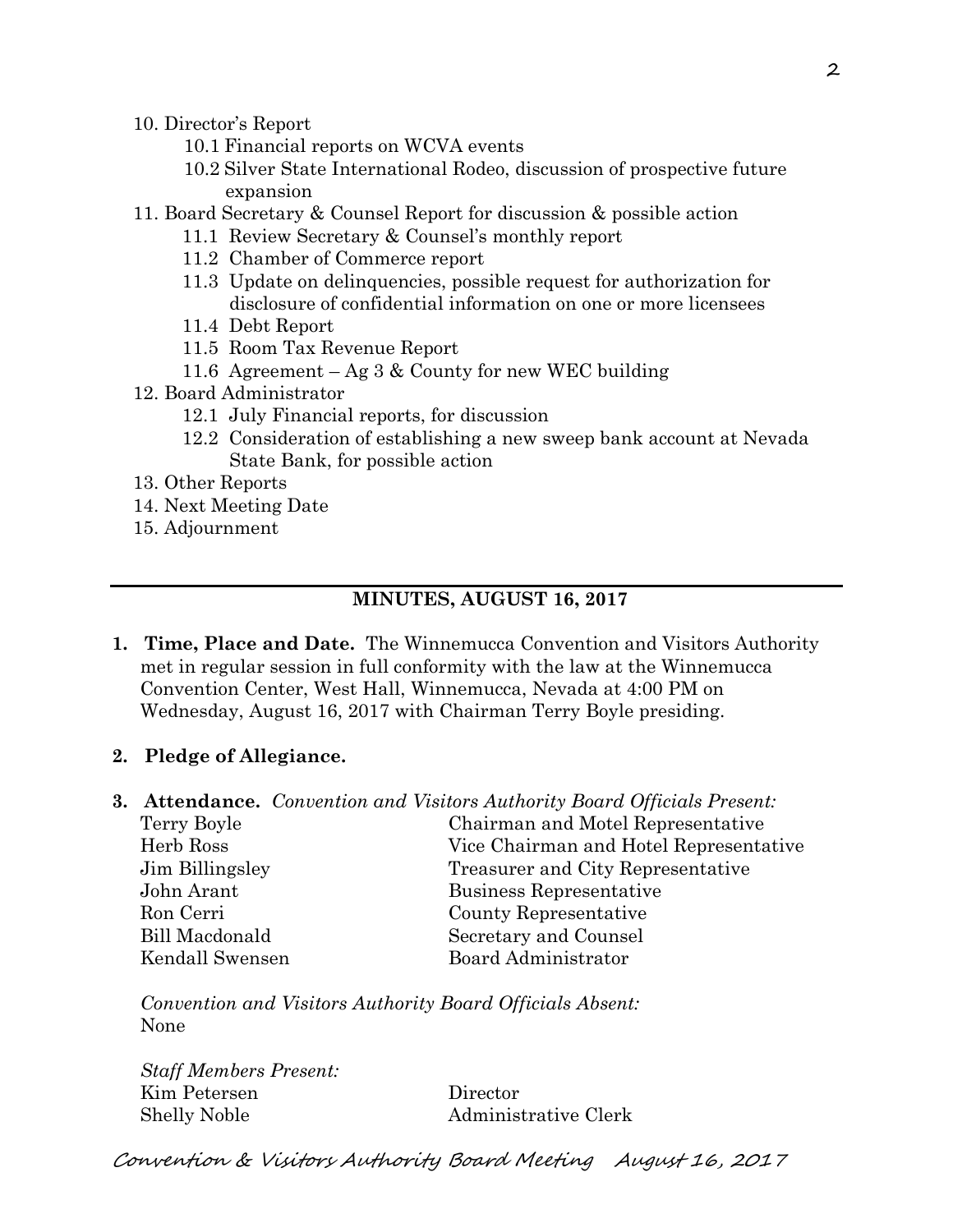10. Director's Report
    - 10.1 Financial reports on WCVA events
    - 10.2 Silver State International Rodeo, discussion of prospective future expansion
11. Board Secretary & Counsel Report for discussion & possible action
    - 11.1 Review Secretary & Counsel's monthly report
    - 11.2 Chamber of Commerce report
    - 11.3 Update on delinquencies, possible request for authorization for disclosure of confidential information on one or more licensees
    - 11.4 Debt Report
    - 11.5 Room Tax Revenue Report
    - 11.6 Agreement – Ag 3 & County for new WEC building
12. Board Administrator
    - 12.1 July Financial reports, for discussion
    - 12.2 Consideration of establishing a new sweep bank account at Nevada State Bank, for possible action
13. Other Reports
14. Next Meeting Date
15. Adjournment

---

## MINUTES, AUGUST 16, 2017

1. **Time, Place and Date.** The Winnemucca Convention and Visitors Authority met in regular session in full conformity with the law at the Winnemucca Convention Center, West Hall, Winnemucca, Nevada at 4:00 PM on Wednesday, August 16, 2017 with Chairman Terry Boyle presiding.

2. **Pledge of Allegiance.**

3. **Attendance.** *Convention and Visitors Authority Board Officials Present:*

| | |
|---|---|
| Terry Boyle | Chairman and Motel Representative |
| Herb Ross | Vice Chairman and Hotel Representative |
| Jim Billingsley | Treasurer and City Representative |
| John Arant | Business Representative |
| Ron Cerri | County Representative |
| Bill Macdonald | Secretary and Counsel |
| Kendall Swensen | Board Administrator |

*Convention and Visitors Authority Board Officials Absent:*
None

*Staff Members Present:*

| | |
|---|---|
| Kim Petersen | Director |
| Shelly Noble | Administrative Clerk |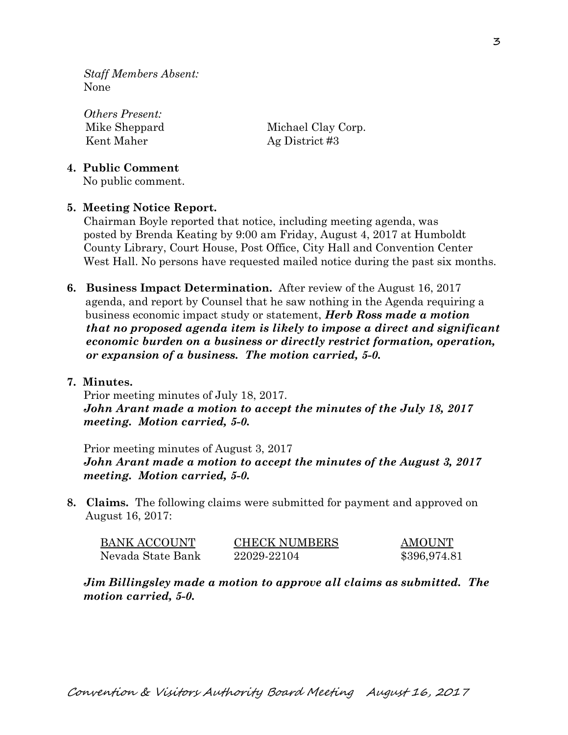*Staff Members Absent:*
None

*Others Present:*

| | |
|---|---|
| Mike Sheppard | Michael Clay Corp. |
| Kent Maher | Ag District #3 |

**4. Public Comment**
No public comment.

**5. Meeting Notice Report.**
Chairman Boyle reported that notice, including meeting agenda, was posted by Brenda Keating by 9:00 am Friday, August 4, 2017 at Humboldt County Library, Court House, Post Office, City Hall and Convention Center West Hall. No persons have requested mailed notice during the past six months.

**6. Business Impact Determination.** After review of the August 16, 2017 agenda, and report by Counsel that he saw nothing in the Agenda requiring a business economic impact study or statement, ***Herb Ross made a motion that no proposed agenda item is likely to impose a direct and significant economic burden on a business or directly restrict formation, operation, or expansion of a business. The motion carried, 5-0.***

**7. Minutes.**
Prior meeting minutes of July 18, 2017.
***John Arant made a motion to accept the minutes of the July 18, 2017 meeting. Motion carried, 5-0.***

Prior meeting minutes of August 3, 2017
***John Arant made a motion to accept the minutes of the August 3, 2017 meeting. Motion carried, 5-0.***

**8. Claims.** The following claims were submitted for payment and approved on August 16, 2017:

| BANK ACCOUNT | CHECK NUMBERS | AMOUNT |
|---|---|---|
| Nevada State Bank | 22029-22104 | $396,974.81 |

***Jim Billingsley made a motion to approve all claims as submitted. The motion carried, 5-0.***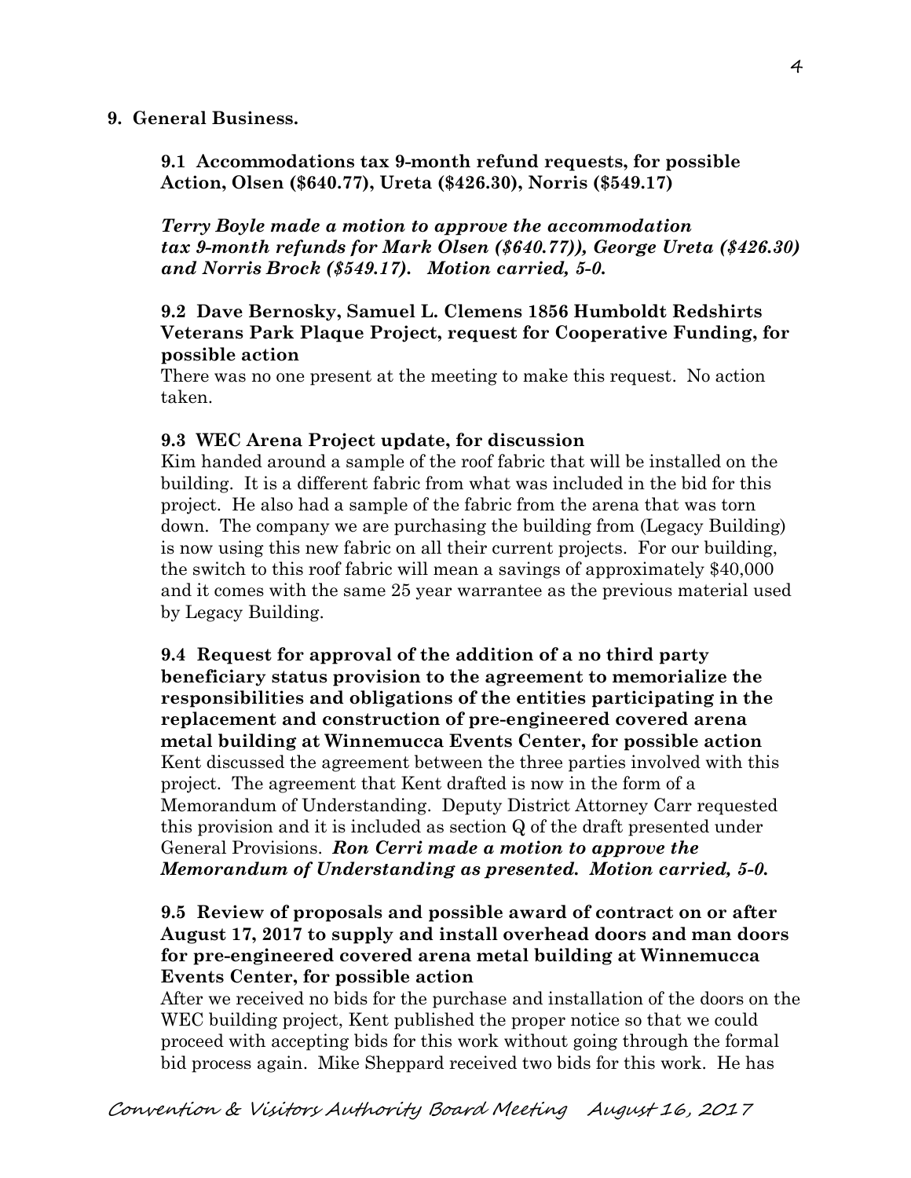**9. General Business.**

**9.1 Accommodations tax 9-month refund requests, for possible Action, Olsen ($640.77), Ureta ($426.30), Norris ($549.17)**

***Terry Boyle made a motion to approve the accommodation tax 9-month refunds for Mark Olsen ($640.77)), George Ureta ($426.30) and Norris Brock ($549.17). Motion carried, 5-0.***

**9.2 Dave Bernosky, Samuel L. Clemens 1856 Humboldt Redshirts Veterans Park Plaque Project, request for Cooperative Funding, for possible action**

There was no one present at the meeting to make this request. No action taken.

**9.3 WEC Arena Project update, for discussion**

Kim handed around a sample of the roof fabric that will be installed on the building. It is a different fabric from what was included in the bid for this project. He also had a sample of the fabric from the arena that was torn down. The company we are purchasing the building from (Legacy Building) is now using this new fabric on all their current projects. For our building, the switch to this roof fabric will mean a savings of approximately $40,000 and it comes with the same 25 year warrantee as the previous material used by Legacy Building.

**9.4 Request for approval of the addition of a no third party beneficiary status provision to the agreement to memorialize the responsibilities and obligations of the entities participating in the replacement and construction of pre-engineered covered arena metal building at Winnemucca Events Center, for possible action**

Kent discussed the agreement between the three parties involved with this project. The agreement that Kent drafted is now in the form of a Memorandum of Understanding. Deputy District Attorney Carr requested this provision and it is included as section Q of the draft presented under General Provisions. ***Ron Cerri made a motion to approve the Memorandum of Understanding as presented. Motion carried, 5-0.***

**9.5 Review of proposals and possible award of contract on or after August 17, 2017 to supply and install overhead doors and man doors for pre-engineered covered arena metal building at Winnemucca Events Center, for possible action**

After we received no bids for the purchase and installation of the doors on the WEC building project, Kent published the proper notice so that we could proceed with accepting bids for this work without going through the formal bid process again. Mike Sheppard received two bids for this work. He has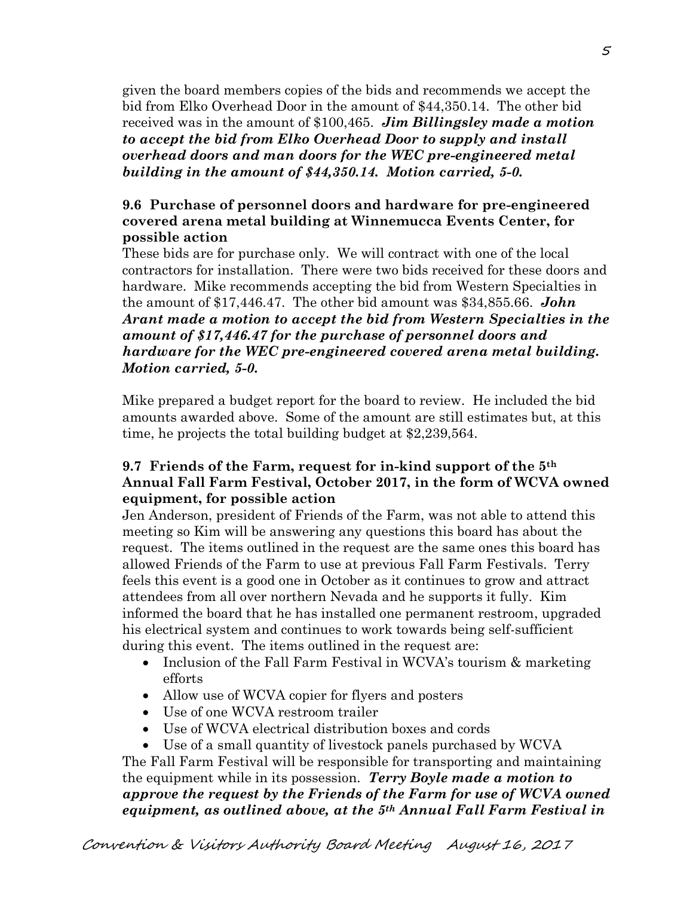given the board members copies of the bids and recommends we accept the bid from Elko Overhead Door in the amount of $44,350.14. The other bid received was in the amount of $100,465. ***Jim Billingsley made a motion to accept the bid from Elko Overhead Door to supply and install overhead doors and man doors for the WEC pre-engineered metal building in the amount of $44,350.14. Motion carried, 5-0.***

**9.6 Purchase of personnel doors and hardware for pre-engineered covered arena metal building at Winnemucca Events Center, for possible action**

These bids are for purchase only. We will contract with one of the local contractors for installation. There were two bids received for these doors and hardware. Mike recommends accepting the bid from Western Specialties in the amount of $17,446.47. The other bid amount was $34,855.66. ***John Arant made a motion to accept the bid from Western Specialties in the amount of $17,446.47 for the purchase of personnel doors and hardware for the WEC pre-engineered covered arena metal building. Motion carried, 5-0.***

Mike prepared a budget report for the board to review. He included the bid amounts awarded above. Some of the amount are still estimates but, at this time, he projects the total building budget at $2,239,564.

**9.7 Friends of the Farm, request for in-kind support of the 5th Annual Fall Farm Festival, October 2017, in the form of WCVA owned equipment, for possible action**

Jen Anderson, president of Friends of the Farm, was not able to attend this meeting so Kim will be answering any questions this board has about the request. The items outlined in the request are the same ones this board has allowed Friends of the Farm to use at previous Fall Farm Festivals. Terry feels this event is a good one in October as it continues to grow and attract attendees from all over northern Nevada and he supports it fully. Kim informed the board that he has installed one permanent restroom, upgraded his electrical system and continues to work towards being self-sufficient during this event. The items outlined in the request are:

- Inclusion of the Fall Farm Festival in WCVA's tourism & marketing efforts
- Allow use of WCVA copier for flyers and posters
- Use of one WCVA restroom trailer
- Use of WCVA electrical distribution boxes and cords
- Use of a small quantity of livestock panels purchased by WCVA

The Fall Farm Festival will be responsible for transporting and maintaining the equipment while in its possession. ***Terry Boyle made a motion to approve the request by the Friends of the Farm for use of WCVA owned equipment, as outlined above, at the 5th Annual Fall Farm Festival in***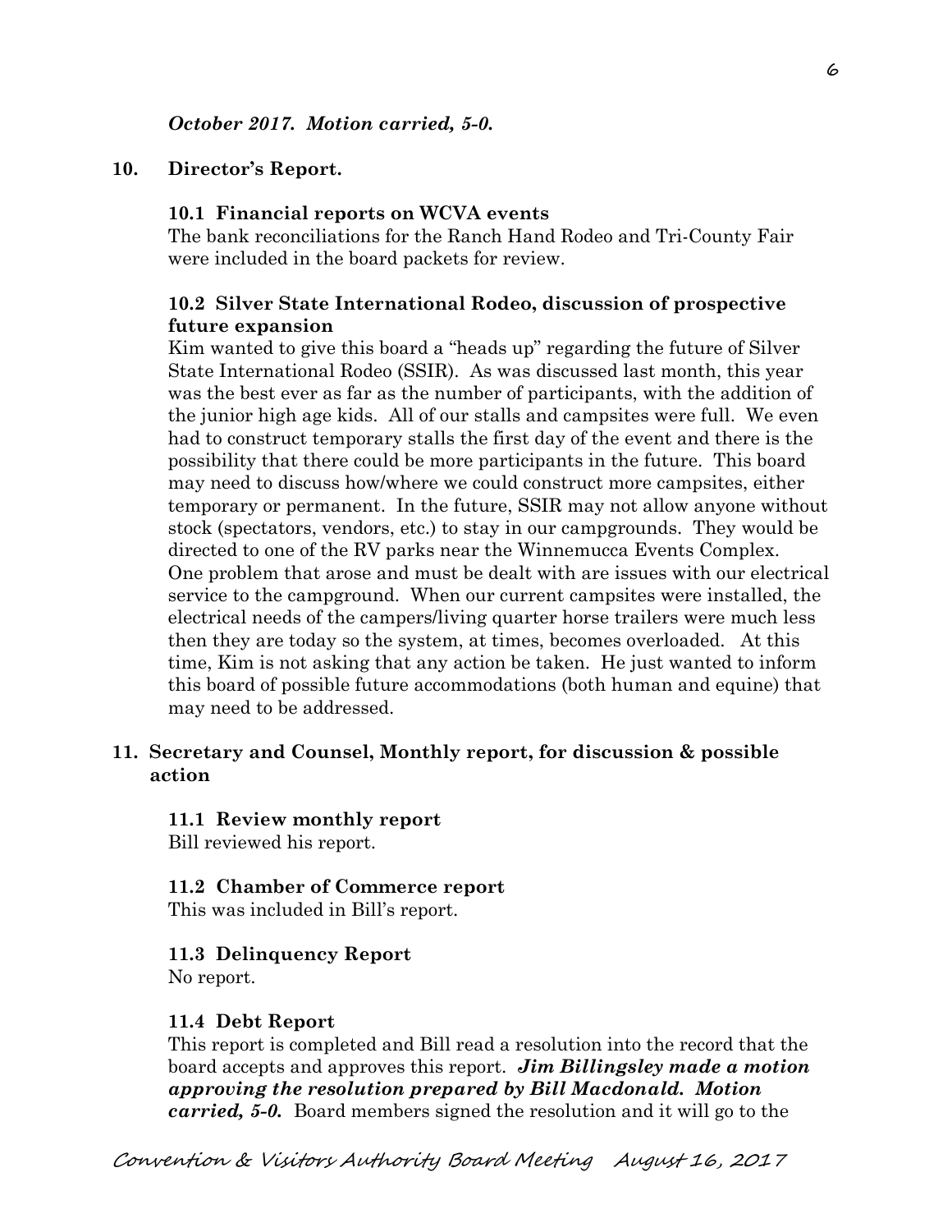***October 2017. Motion carried, 5-0.***

**10. Director's Report.**

**10.1 Financial reports on WCVA events**

The bank reconciliations for the Ranch Hand Rodeo and Tri-County Fair were included in the board packets for review.

**10.2 Silver State International Rodeo, discussion of prospective future expansion**

Kim wanted to give this board a "heads up" regarding the future of Silver State International Rodeo (SSIR). As was discussed last month, this year was the best ever as far as the number of participants, with the addition of the junior high age kids. All of our stalls and campsites were full. We even had to construct temporary stalls the first day of the event and there is the possibility that there could be more participants in the future. This board may need to discuss how/where we could construct more campsites, either temporary or permanent. In the future, SSIR may not allow anyone without stock (spectators, vendors, etc.) to stay in our campgrounds. They would be directed to one of the RV parks near the Winnemucca Events Complex. One problem that arose and must be dealt with are issues with our electrical service to the campground. When our current campsites were installed, the electrical needs of the campers/living quarter horse trailers were much less then they are today so the system, at times, becomes overloaded. At this time, Kim is not asking that any action be taken. He just wanted to inform this board of possible future accommodations (both human and equine) that may need to be addressed.

**11. Secretary and Counsel, Monthly report, for discussion & possible action**

**11.1 Review monthly report**

Bill reviewed his report.

**11.2 Chamber of Commerce report**

This was included in Bill's report.

**11.3 Delinquency Report**

No report.

**11.4 Debt Report**

This report is completed and Bill read a resolution into the record that the board accepts and approves this report. ***Jim Billingsley made a motion approving the resolution prepared by Bill Macdonald. Motion carried, 5-0.*** Board members signed the resolution and it will go to the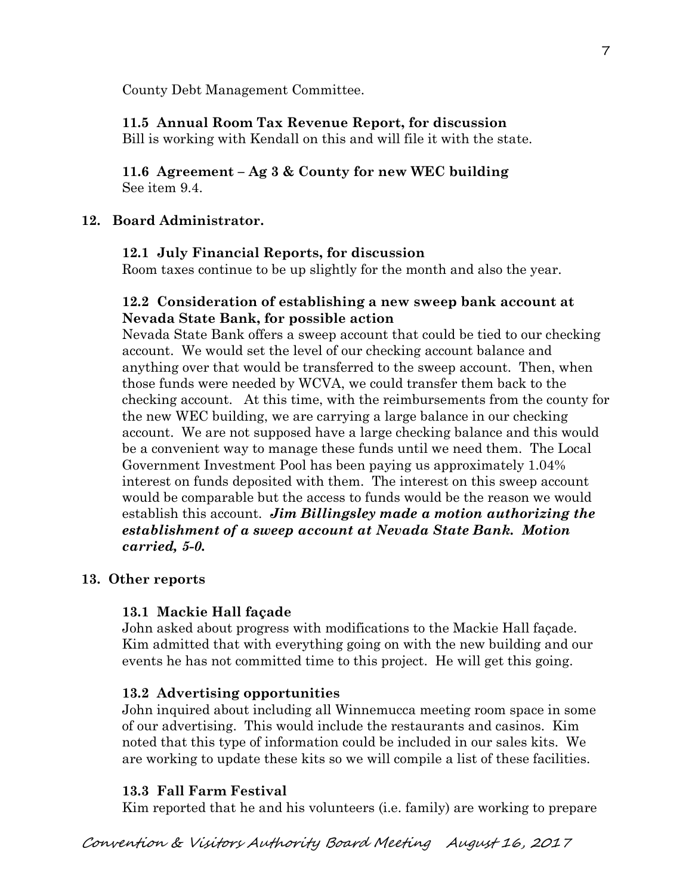County Debt Management Committee.

**11.5 Annual Room Tax Revenue Report, for discussion**

Bill is working with Kendall on this and will file it with the state.

**11.6 Agreement – Ag 3 & County for new WEC building**

See item 9.4.

## 12. Board Administrator.

**12.1 July Financial Reports, for discussion**

Room taxes continue to be up slightly for the month and also the year.

**12.2 Consideration of establishing a new sweep bank account at Nevada State Bank, for possible action**

Nevada State Bank offers a sweep account that could be tied to our checking account. We would set the level of our checking account balance and anything over that would be transferred to the sweep account. Then, when those funds were needed by WCVA, we could transfer them back to the checking account. At this time, with the reimbursements from the county for the new WEC building, we are carrying a large balance in our checking account. We are not supposed have a large checking balance and this would be a convenient way to manage these funds until we need them. The Local Government Investment Pool has been paying us approximately 1.04% interest on funds deposited with them. The interest on this sweep account would be comparable but the access to funds would be the reason we would establish this account. ***Jim Billingsley made a motion authorizing the establishment of a sweep account at Nevada State Bank. Motion carried, 5-0.***

## 13. Other reports

**13.1 Mackie Hall façade**

John asked about progress with modifications to the Mackie Hall façade. Kim admitted that with everything going on with the new building and our events he has not committed time to this project. He will get this going.

**13.2 Advertising opportunities**

John inquired about including all Winnemucca meeting room space in some of our advertising. This would include the restaurants and casinos. Kim noted that this type of information could be included in our sales kits. We are working to update these kits so we will compile a list of these facilities.

**13.3 Fall Farm Festival**

Kim reported that he and his volunteers (i.e. family) are working to prepare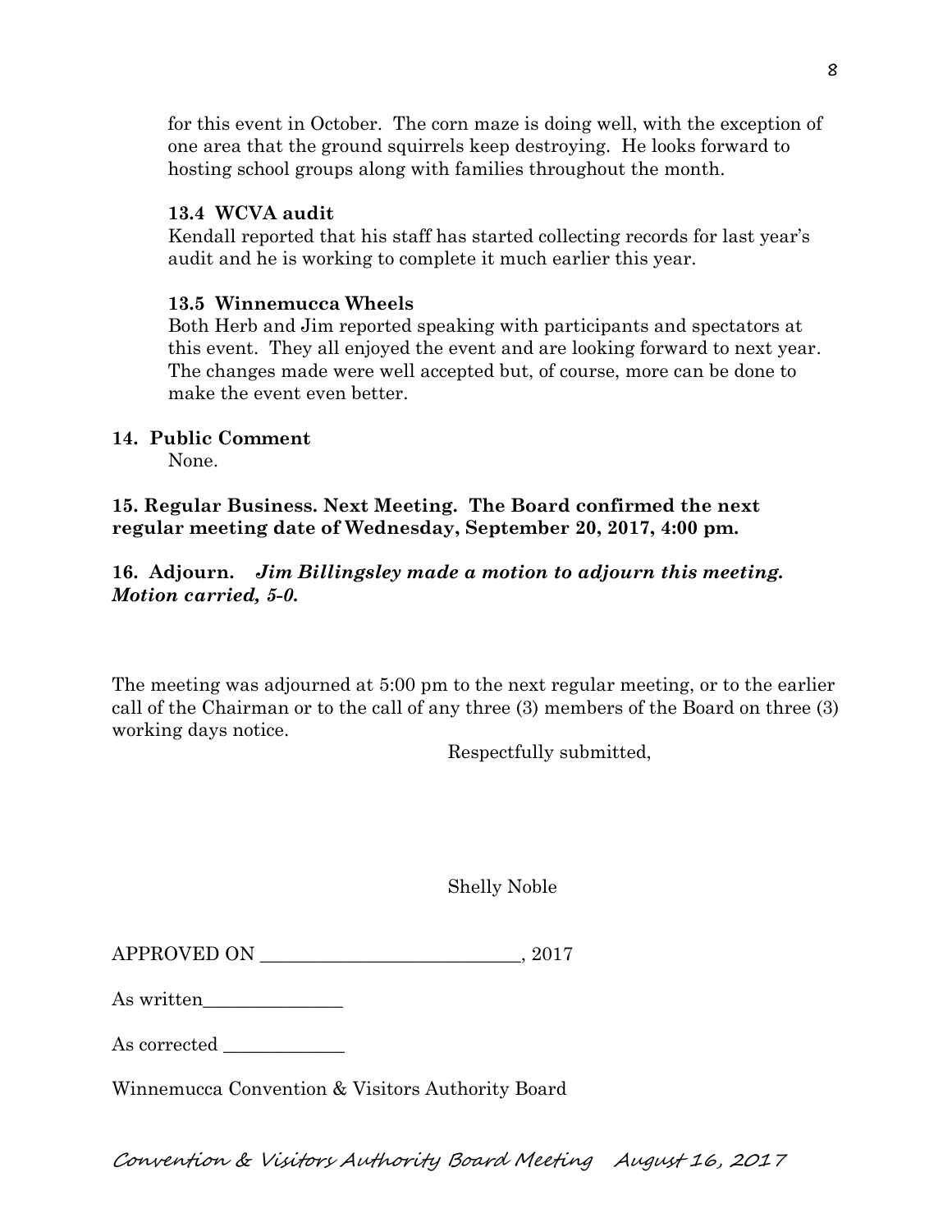for this event in October. The corn maze is doing well, with the exception of one area that the ground squirrels keep destroying. He looks forward to hosting school groups along with families throughout the month.

**13.4 WCVA audit**

Kendall reported that his staff has started collecting records for last year's audit and he is working to complete it much earlier this year.

**13.5 Winnemucca Wheels**

Both Herb and Jim reported speaking with participants and spectators at this event. They all enjoyed the event and are looking forward to next year. The changes made were well accepted but, of course, more can be done to make the event even better.

**14. Public Comment**

None.

**15. Regular Business. Next Meeting. The Board confirmed the next regular meeting date of Wednesday, September 20, 2017, 4:00 pm.**

**16. Adjourn.** ***Jim Billingsley made a motion to adjourn this meeting. Motion carried, 5-0.***

The meeting was adjourned at 5:00 pm to the next regular meeting, or to the earlier call of the Chairman or to the call of any three (3) members of the Board on three (3) working days notice.

Respectfully submitted,

Shelly Noble

APPROVED ON ___________________________, 2017

As written_______________

As corrected _____________

Winnemucca Convention & Visitors Authority Board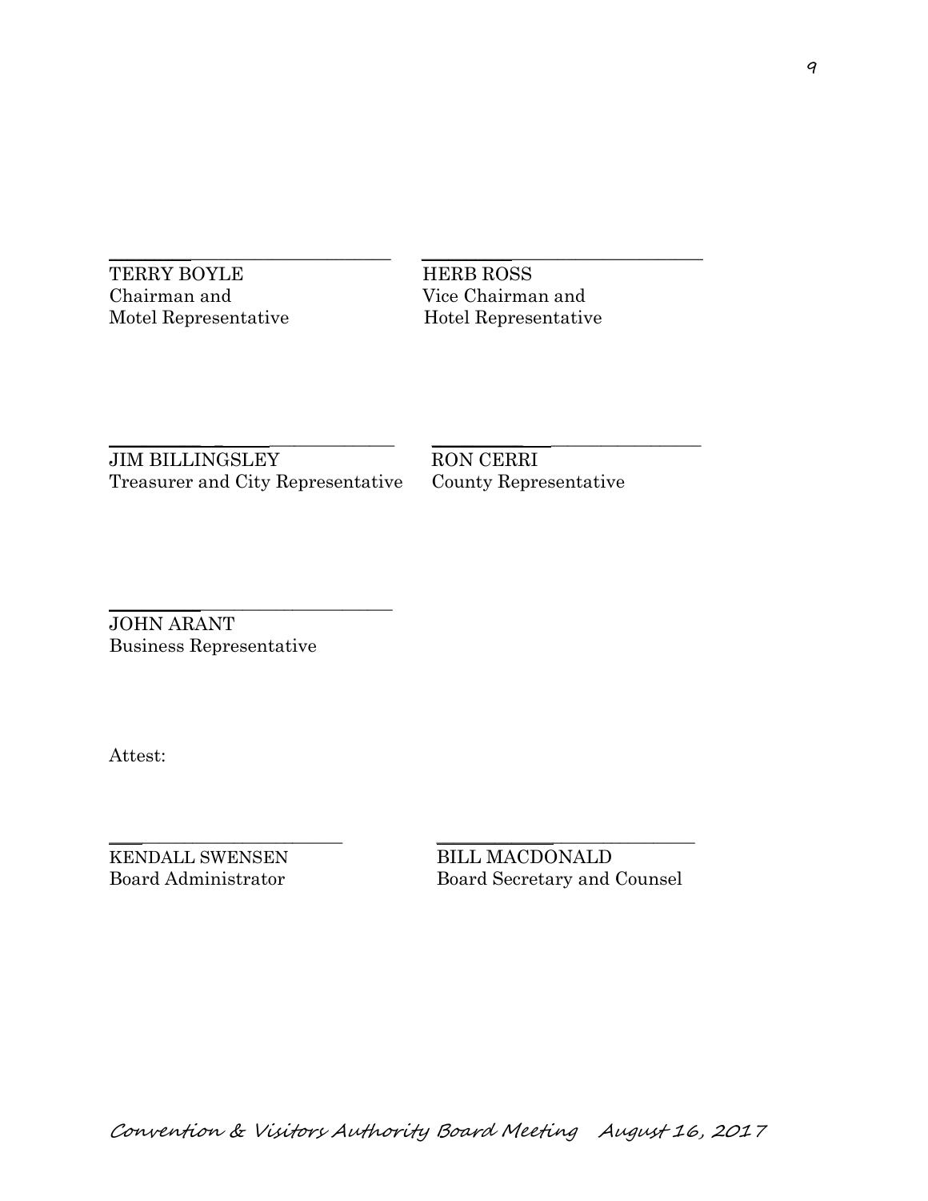\_\_\_\_\_\_\_\_\_\_\_\_\_\_\_\_\_\_\_\_\_\_\_\_\_\_\_\_\_\_
TERRY BOYLE
Chairman and
Motel Representative

\_\_\_\_\_\_\_\_\_\_\_\_\_\_\_\_\_\_\_\_\_\_\_\_\_\_\_\_\_\_
HERB ROSS
Vice Chairman and
Hotel Representative

\_\_\_\_\_\_\_\_\_\_\_\_\_\_\_\_\_\_\_\_\_\_\_\_\_\_\_\_\_\_
JIM BILLINGSLEY
Treasurer and City Representative

\_\_\_\_\_\_\_\_\_\_\_\_\_\_\_\_\_\_\_\_\_\_\_\_\_\_\_\_\_\_
RON CERRI
County Representative

\_\_\_\_\_\_\_\_\_\_\_\_\_\_\_\_\_\_\_\_\_\_\_\_\_\_\_\_\_\_
JOHN ARANT
Business Representative

Attest:

\_\_\_\_\_\_\_\_\_\_\_\_\_\_\_\_\_\_\_\_\_\_\_\_\_\_\_\_\_\_
KENDALL SWENSEN
Board Administrator

\_\_\_\_\_\_\_\_\_\_\_\_\_\_\_\_\_\_\_\_\_\_\_\_\_\_\_\_\_\_
BILL MACDONALD
Board Secretary and Counsel